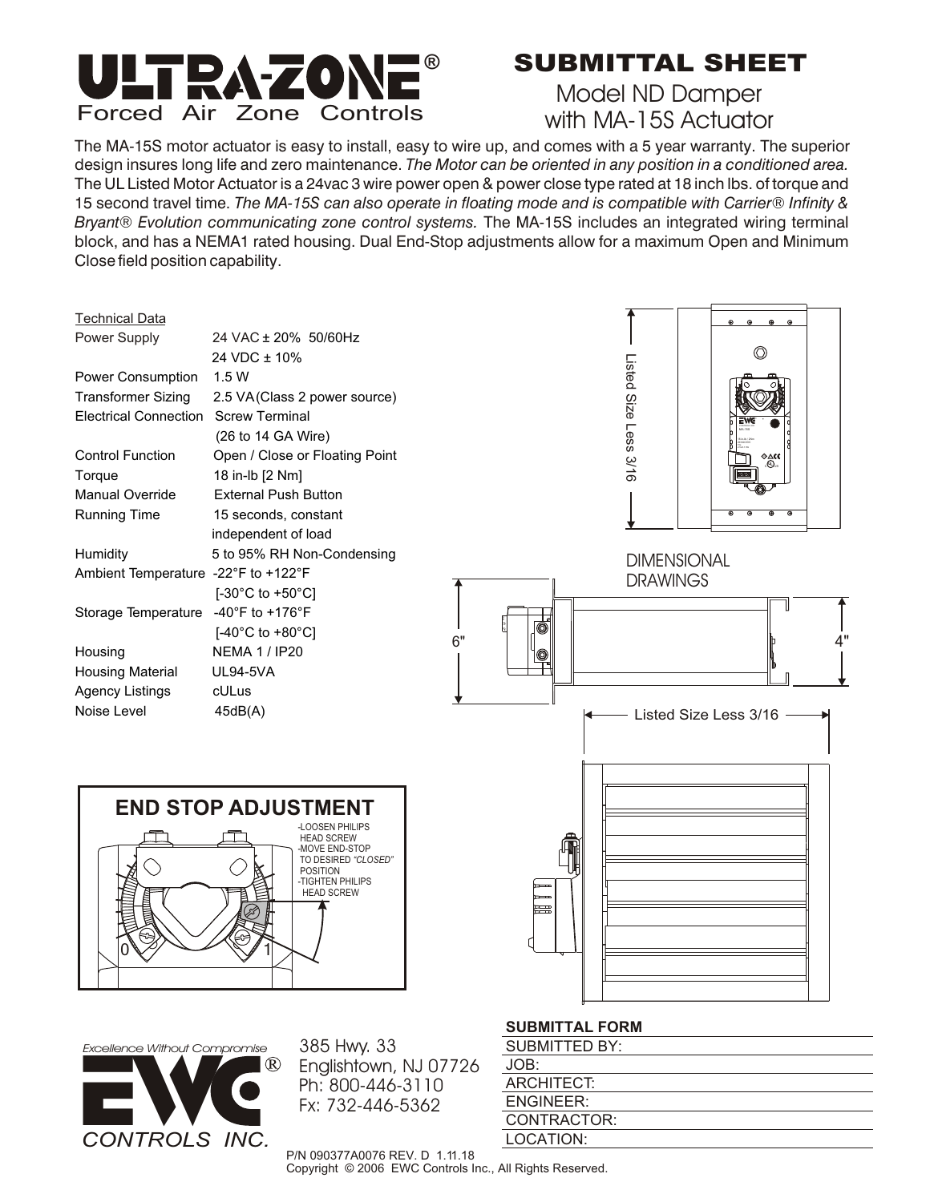# ULTRA-ZONE®

Forced Air Zone Controls

## SUBMITTAL SHEET

### Model ND Damper with MA-15S Actuator

The MA-15S motor actuator is easy to install, easy to wire up, and comes with a 5 year warranty. The superior design insures long life and zero maintenance. *The Motor can be oriented in any position in a conditioned area.* The UL Listed Motor Actuator is a 24vac 3 wire power open & power close type rated at 18 inch lbs. of torque and 15 second travel time. *The MA-15S can also operate in floating mode and is compatible with Carrier® Infinity & Bryant® Evolution communicating zone control systems.* The MA-15S includes an integrated wiring terminal block, and has a NEMA1 rated housing. Dual End-Stop adjustments allow for a maximum Open and Minimum Close field position capability.

**Technical Data**

| | |
|---|---|
| Power Supply | 24 VAC ± 20% 50/60Hz<br>24 VDC ± 10% |
| Power Consumption | 1.5 W |
| Transformer Sizing | 2.5 VA (Class 2 power source) |
| Electrical Connection | Screw Terminal<br>(26 to 14 GA Wire) |
| Control Function | Open / Close or Floating Point |
| Torque | 18 in-lb [2 Nm] |
| Manual Override | External Push Button |
| Running Time | 15 seconds, constant independent of load |
| Humidity | 5 to 95% RH Non-Condensing |
| Ambient Temperature | -22°F to +122°F<br>[-30°C to +50°C] |
| Storage Temperature | -40°F to +176°F<br>[-40°C to +80°C] |
| Housing | NEMA 1 / IP20 |
| Housing Material | UL94-5VA |
| Agency Listings | cULus |
| Noise Level | 45dB(A) |

DIMENSIONAL DRAWINGS

Listed Size Less 3/16

6"

4"

Listed Size Less 3/16

**END STOP ADJUSTMENT**

- LOOSEN PHILIPS HEAD SCREW
- MOVE END-STOP TO DESIRED *"CLOSED"* POSITION
- TIGHTEN PHILIPS HEAD SCREW

0 1

*Excellence Without Compromise*

EWC® CONTROLS INC.

385 Hwy. 33
Englishtown, NJ 07726
Ph: 800-446-3110
Fx: 732-446-5362

**SUBMITTAL FORM**

SUBMITTED BY:

JOB:

ARCHITECT:

ENGINEER:

CONTRACTOR:

LOCATION:

P/N 090377A0076 REV. D 1.11.18
Copyright © 2006 EWC Controls Inc., All Rights Reserved.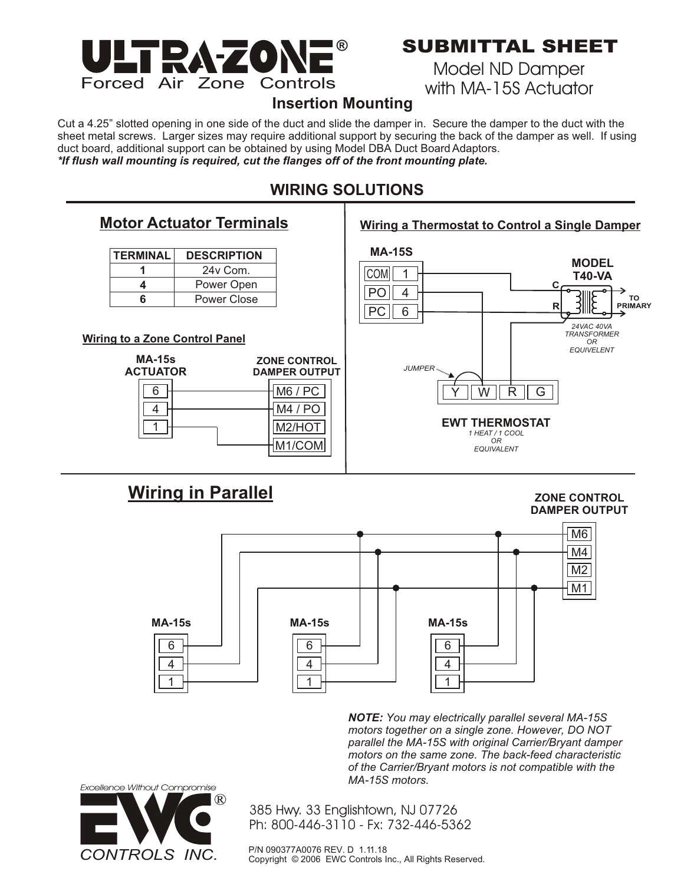# ULTRA-ZONE®

Forced Air Zone Controls

## SUBMITTAL SHEET

Model ND Damper with MA-15S Actuator

### Insertion Mounting

Cut a 4.25" slotted opening in one side of the duct and slide the damper in. Secure the damper to the duct with the sheet metal screws. Larger sizes may require additional support by securing the back of the damper as well. If using duct board, additional support can be obtained by using Model DBA Duct Board Adaptors.

***If flush wall mounting is required, cut the flanges off of the front mounting plate.***

## WIRING SOLUTIONS

### Motor Actuator Terminals

| TERMINAL | DESCRIPTION |
|---|---|
| 1 | 24v Com. |
| 4 | Power Open |
| 6 | Power Close |

**Wiring to a Zone Control Panel**

MA-15s ACTUATOR

6
4
1

ZONE CONTROL DAMPER OUTPUT

M6 / PC
M4 / PO
M2/HOT
M1/COM

**Wiring a Thermostat to Control a Single Damper**

MA-15S

COM 1
PO 4
PC 6

MODEL T40-VA

C
R

TO PRIMARY

*24VAC 40VA TRANSFORMER OR EQUIVELENT*

*JUMPER*

Y W R G

**EWT THERMOSTAT**

*1 HEAT / 1 COOL OR EQUIVALENT*

### Wiring in Parallel

ZONE CONTROL DAMPER OUTPUT

M6
M4
M2
M1

MA-15s

6
4
1

MA-15s

6
4
1

MA-15s

6
4
1

***NOTE:*** *You may electrically parallel several MA-15S motors together on a single zone. However, DO NOT parallel the MA-15S with original Carrier/Bryant damper motors on the same zone. The back-feed characteristic of the Carrier/Bryant motors is not compatible with the MA-15S motors.*

*Excellence Without Compromise*

EWC® CONTROLS INC.

385 Hwy. 33 Englishtown, NJ 07726
Ph: 800-446-3110 - Fx: 732-446-5362

P/N 090377A0076 REV. D 1.11.18
Copyright © 2006 EWC Controls Inc., All Rights Reserved.